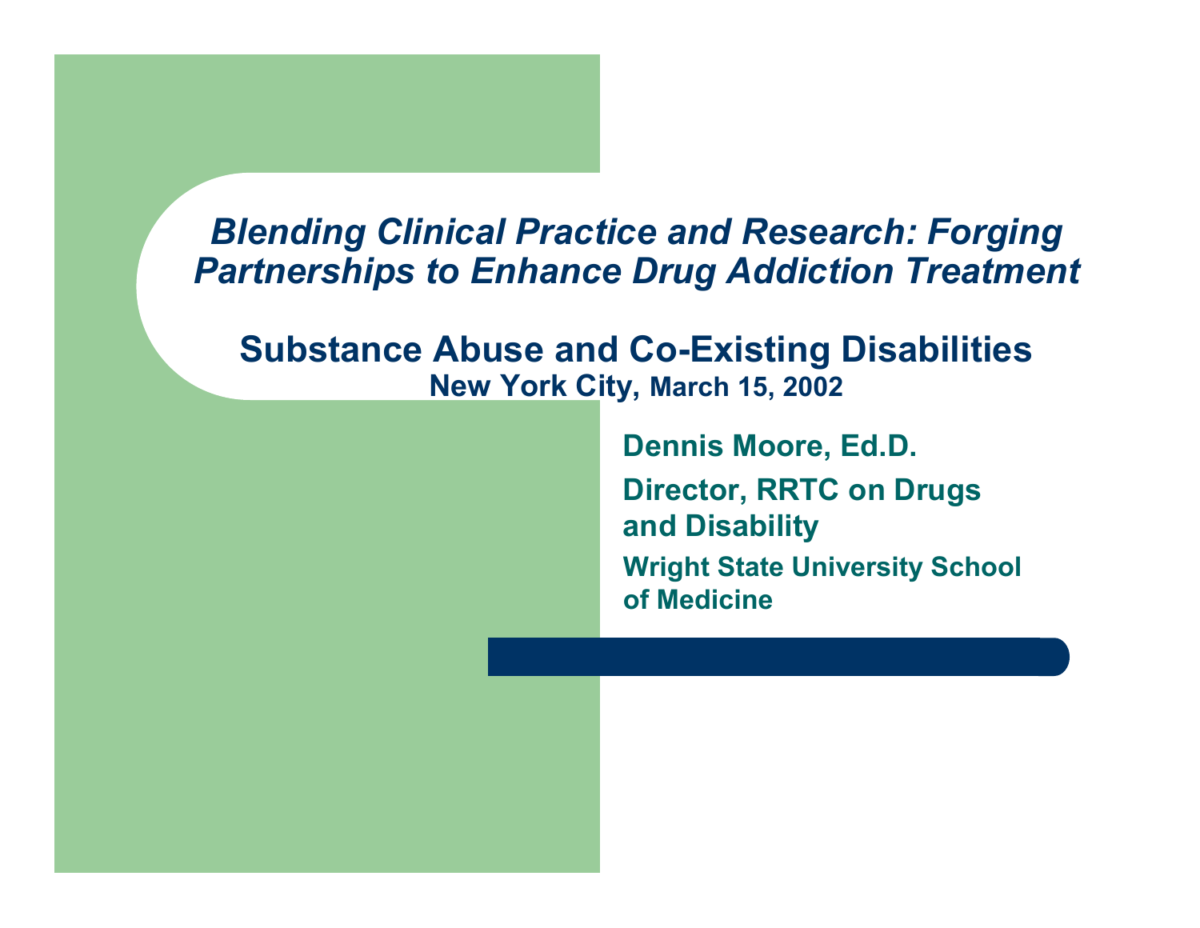# *Blending Clinical Practice and Research: Forging Partnerships to Enhance Drug Addiction Treatment*

## Substance Abuse and Co-Existing Disabilities

**New York City, March 15, 2002**

**Dennis Moore, Ed.D.**

**Director, RRTC on Drugs and Disability**

**Wright State University School of Medicine**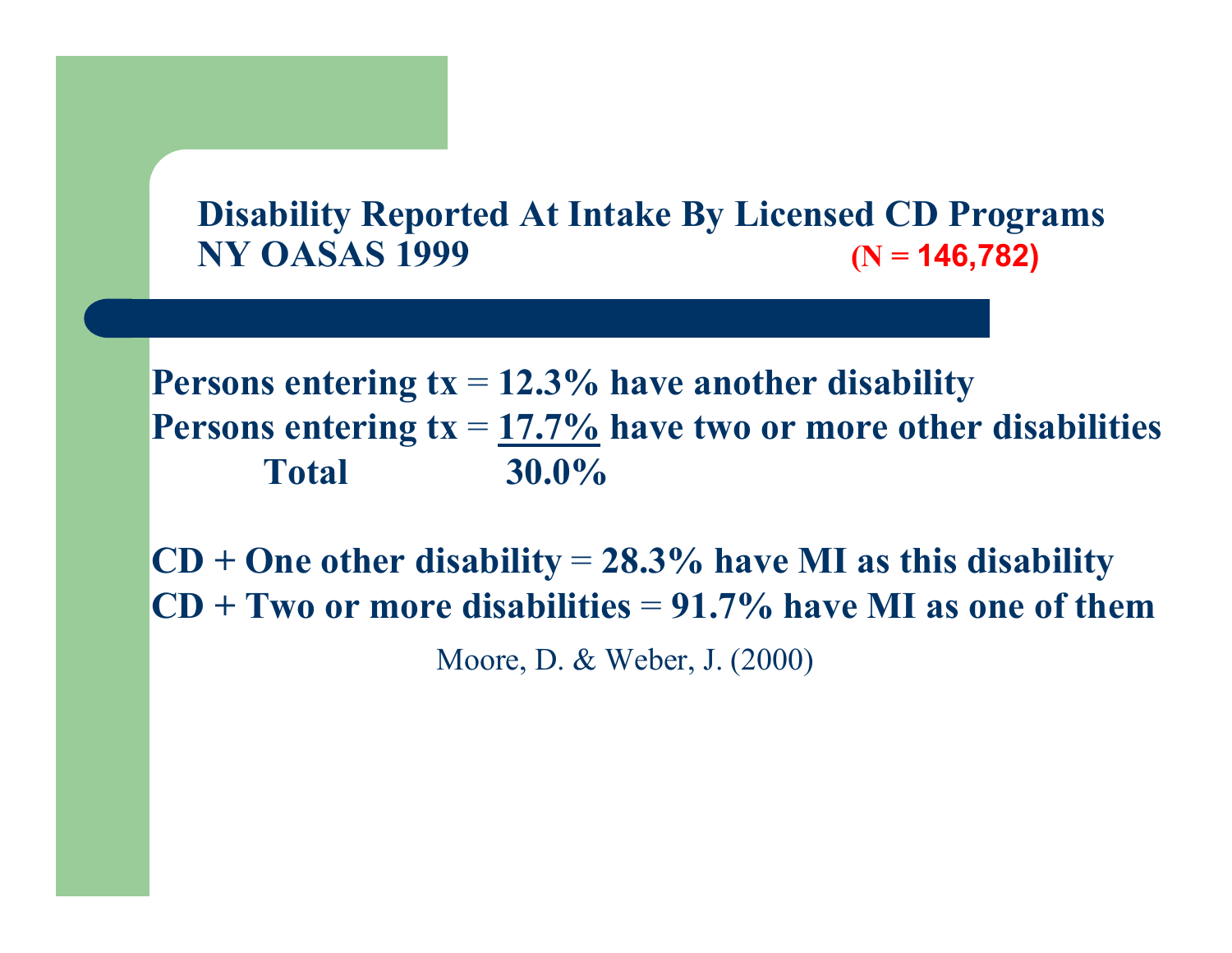## Disability Reported At Intake By Licensed CD Programs NY OASAS 1999 (N = 146,782)

**Persons entering tx = 12.3% have another disability**
**Persons entering tx = 17.7% have two or more other disabilities**
**Total 30.0%**

**CD + One other disability = 28.3% have MI as this disability**
**CD + Two or more disabilities = 91.7% have MI as one of them**

Moore, D. & Weber, J. (2000)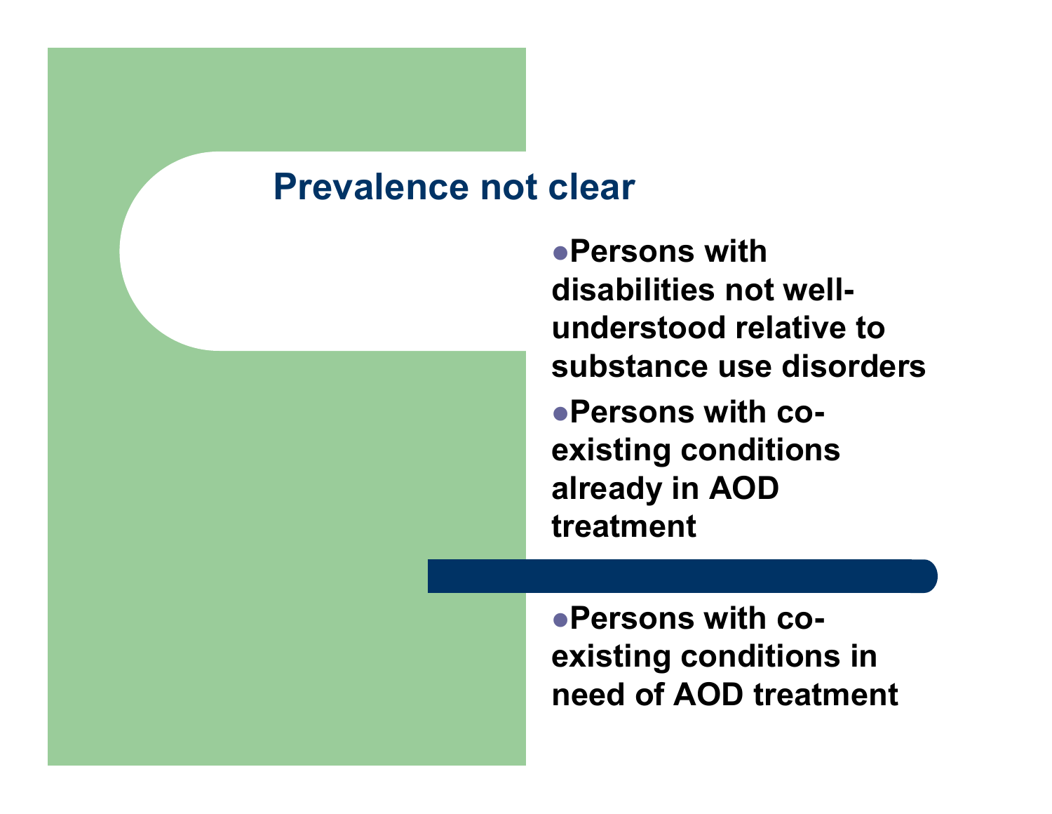# Prevalence not clear

- **Persons with disabilities not well-understood relative to substance use disorders**
- **Persons with co-existing conditions already in AOD treatment**
- **Persons with co-existing conditions in need of AOD treatment**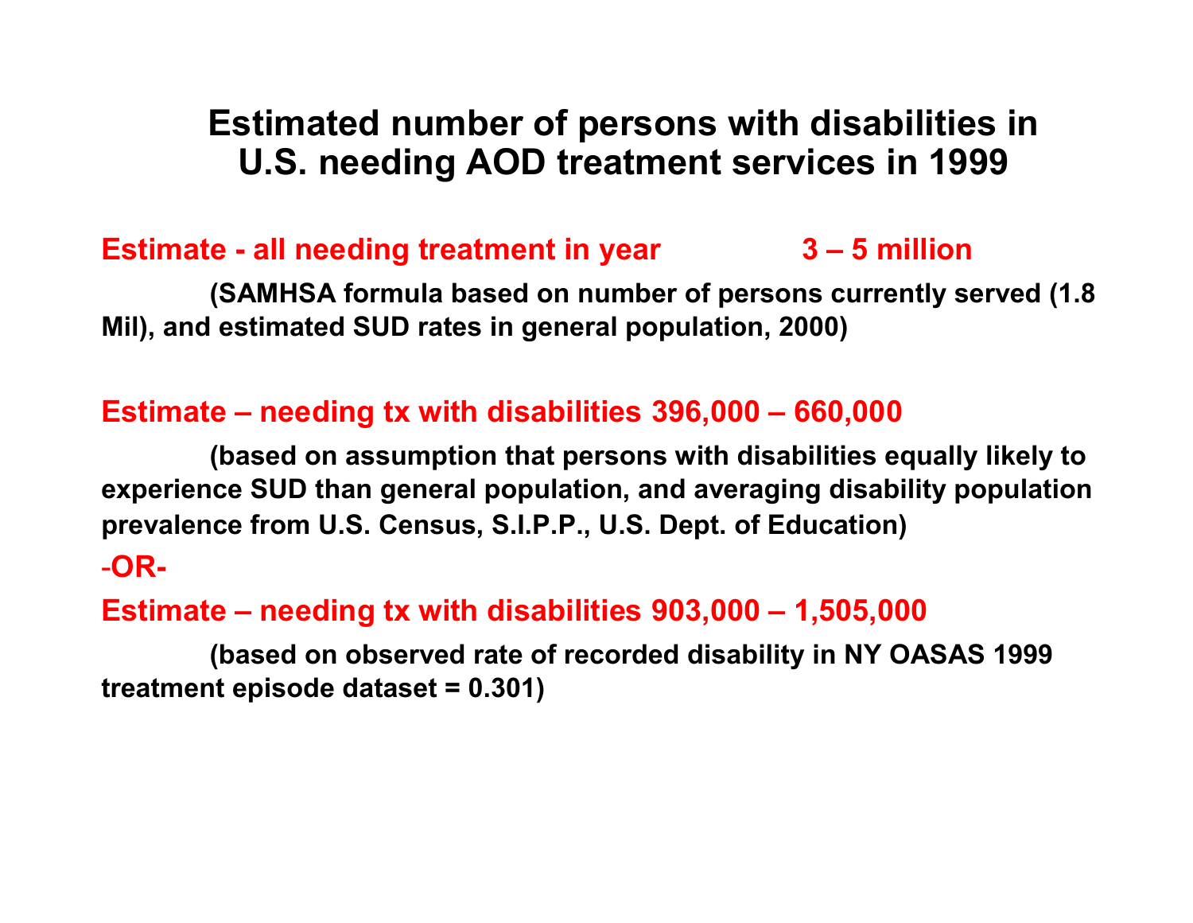# Estimated number of persons with disabilities in U.S. needing AOD treatment services in 1999

**Estimate - all needing treatment in year 3 – 5 million**

**(SAMHSA formula based on number of persons currently served (1.8 Mil), and estimated SUD rates in general population, 2000)**

**Estimate – needing tx with disabilities 396,000 – 660,000**

**(based on assumption that persons with disabilities equally likely to experience SUD than general population, and averaging disability population prevalence from U.S. Census, S.I.P.P., U.S. Dept. of Education)**

**-OR-**

**Estimate – needing tx with disabilities 903,000 – 1,505,000**

**(based on observed rate of recorded disability in NY OASAS 1999 treatment episode dataset = 0.301)**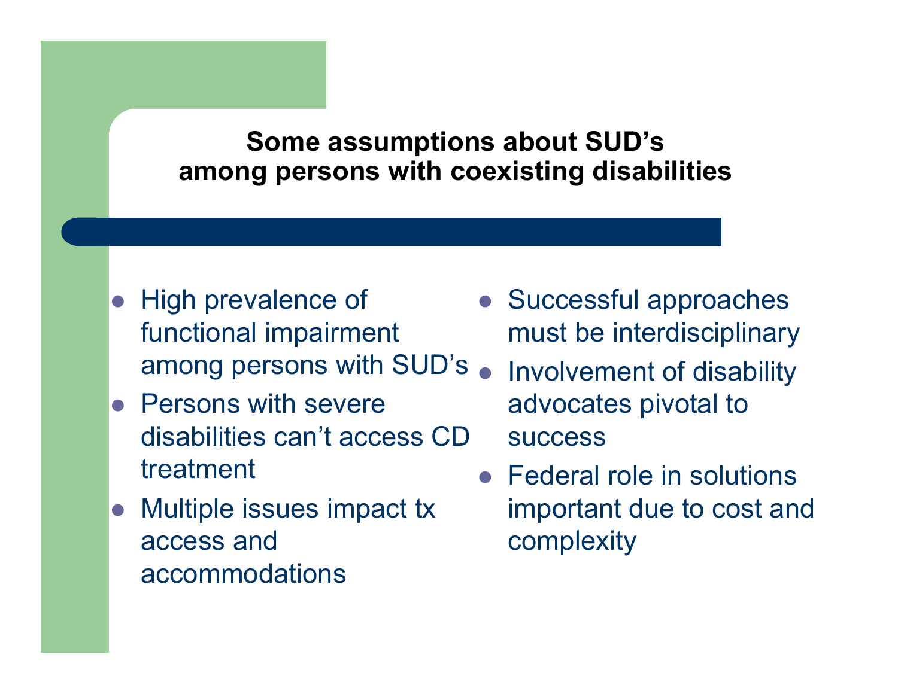## Some assumptions about SUD's among persons with coexisting disabilities

- High prevalence of functional impairment among persons with SUD's
- Persons with severe disabilities can't access CD treatment
- Multiple issues impact tx access and accommodations
- Successful approaches must be interdisciplinary
- Involvement of disability advocates pivotal to success
- Federal role in solutions important due to cost and complexity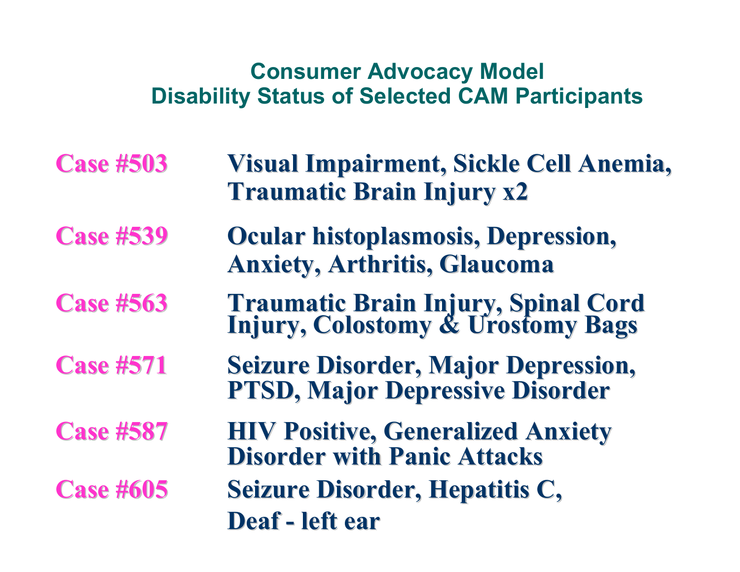## Consumer Advocacy Model
## Disability Status of Selected CAM Participants

| | |
|---|---|
| **Case #503** | **Visual Impairment, Sickle Cell Anemia, Traumatic Brain Injury x2** |
| **Case #539** | **Ocular histoplasmosis, Depression, Anxiety, Arthritis, Glaucoma** |
| **Case #563** | **Traumatic Brain Injury, Spinal Cord Injury, Colostomy & Urostomy Bags** |
| **Case #571** | **Seizure Disorder, Major Depression, PTSD, Major Depressive Disorder** |
| **Case #587** | **HIV Positive, Generalized Anxiety Disorder with Panic Attacks** |
| **Case #605** | **Seizure Disorder, Hepatitis C, Deaf - left ear** |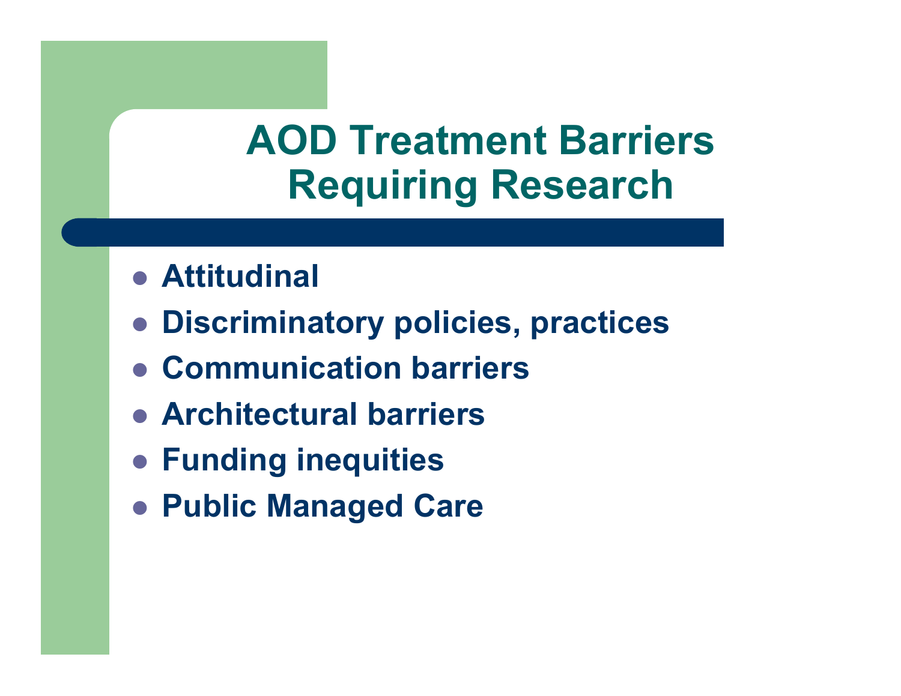# AOD Treatment Barriers Requiring Research

- Attitudinal
- Discriminatory policies, practices
- Communication barriers
- Architectural barriers
- Funding inequities
- Public Managed Care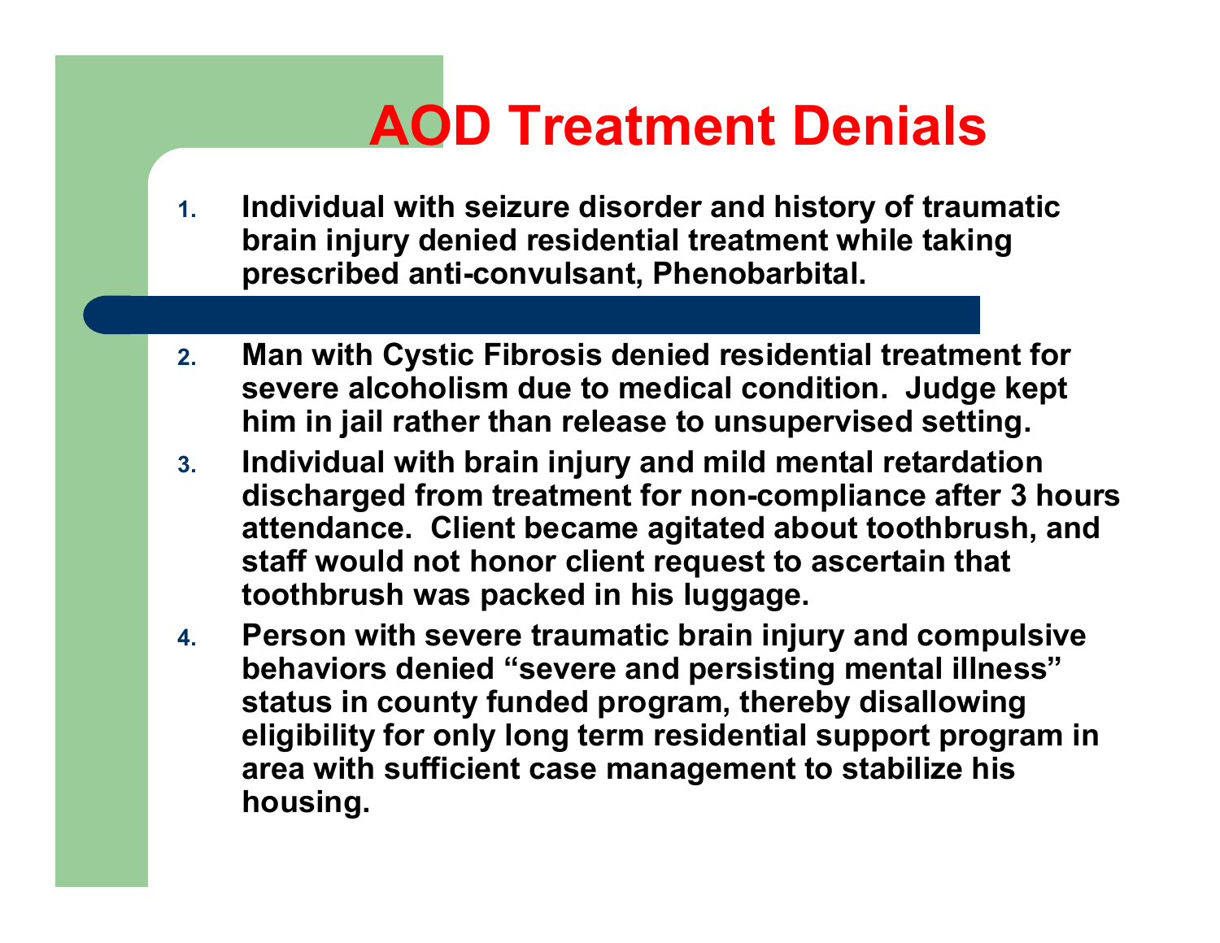# AOD Treatment Denials

1. **Individual with seizure disorder and history of traumatic brain injury denied residential treatment while taking prescribed anti-convulsant, Phenobarbital.**
2. **Man with Cystic Fibrosis denied residential treatment for severe alcoholism due to medical condition. Judge kept him in jail rather than release to unsupervised setting.**
3. **Individual with brain injury and mild mental retardation discharged from treatment for non-compliance after 3 hours attendance. Client became agitated about toothbrush, and staff would not honor client request to ascertain that toothbrush was packed in his luggage.**
4. **Person with severe traumatic brain injury and compulsive behaviors denied "severe and persisting mental illness" status in county funded program, thereby disallowing eligibility for only long term residential support program in area with sufficient case management to stabilize his housing.**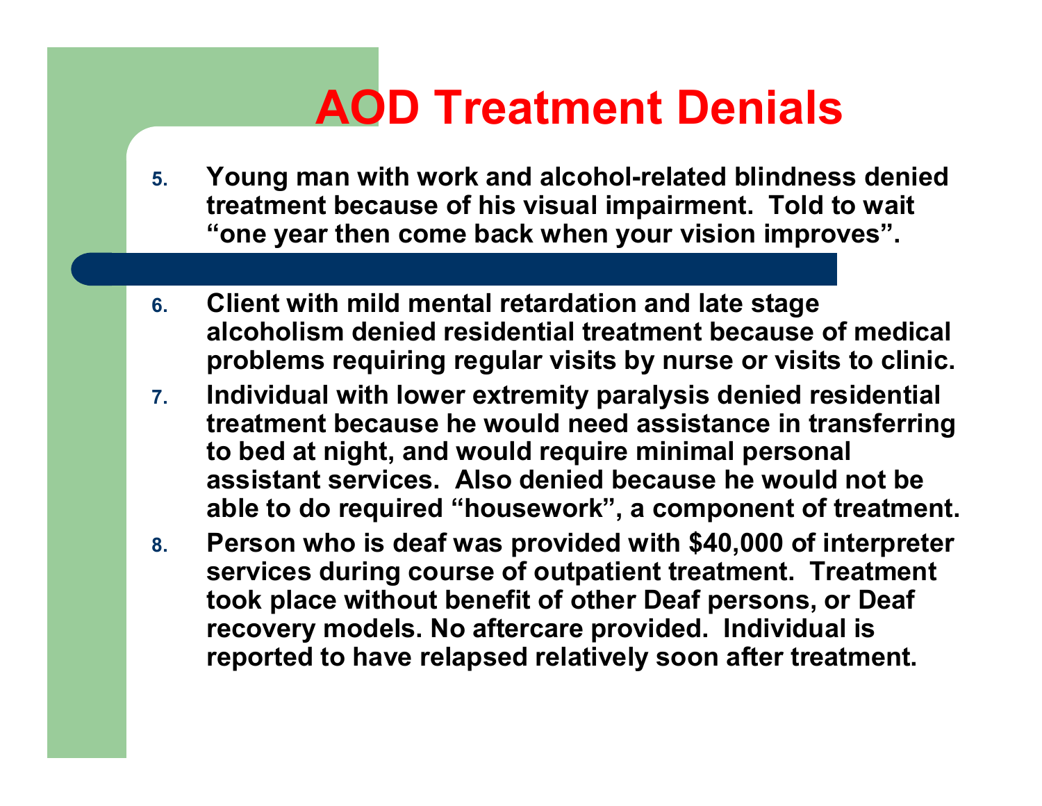# AOD Treatment Denials

5. **Young man with work and alcohol-related blindness denied treatment because of his visual impairment. Told to wait "one year then come back when your vision improves".**
6. **Client with mild mental retardation and late stage alcoholism denied residential treatment because of medical problems requiring regular visits by nurse or visits to clinic.**
7. **Individual with lower extremity paralysis denied residential treatment because he would need assistance in transferring to bed at night, and would require minimal personal assistant services. Also denied because he would not be able to do required "housework", a component of treatment.**
8. **Person who is deaf was provided with $40,000 of interpreter services during course of outpatient treatment. Treatment took place without benefit of other Deaf persons, or Deaf recovery models. No aftercare provided. Individual is reported to have relapsed relatively soon after treatment.**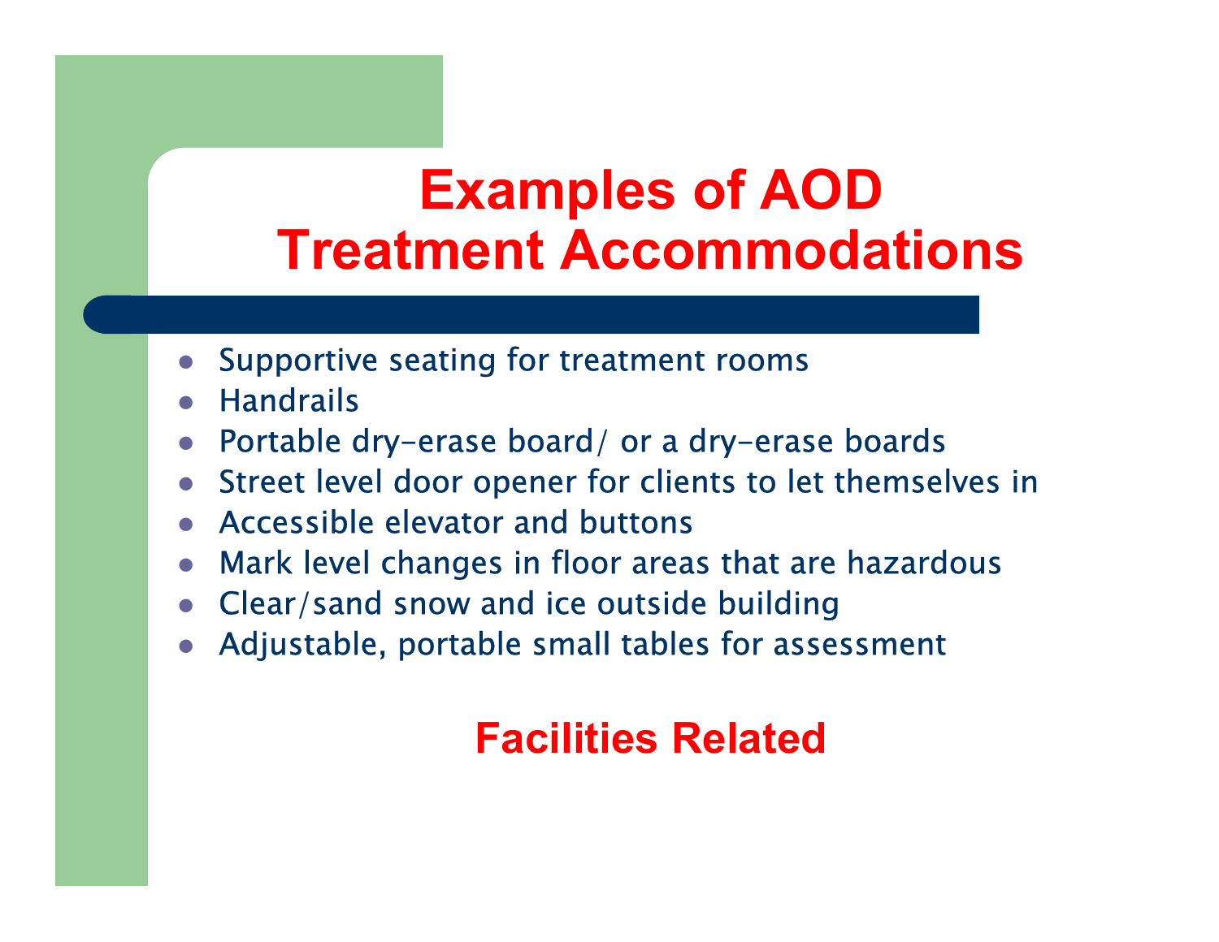# Examples of AOD Treatment Accommodations

- Supportive seating for treatment rooms
- Handrails
- Portable dry-erase board/ or a dry-erase boards
- Street level door opener for clients to let themselves in
- Accessible elevator and buttons
- Mark level changes in floor areas that are hazardous
- Clear/sand snow and ice outside building
- Adjustable, portable small tables for assessment

**Facilities Related**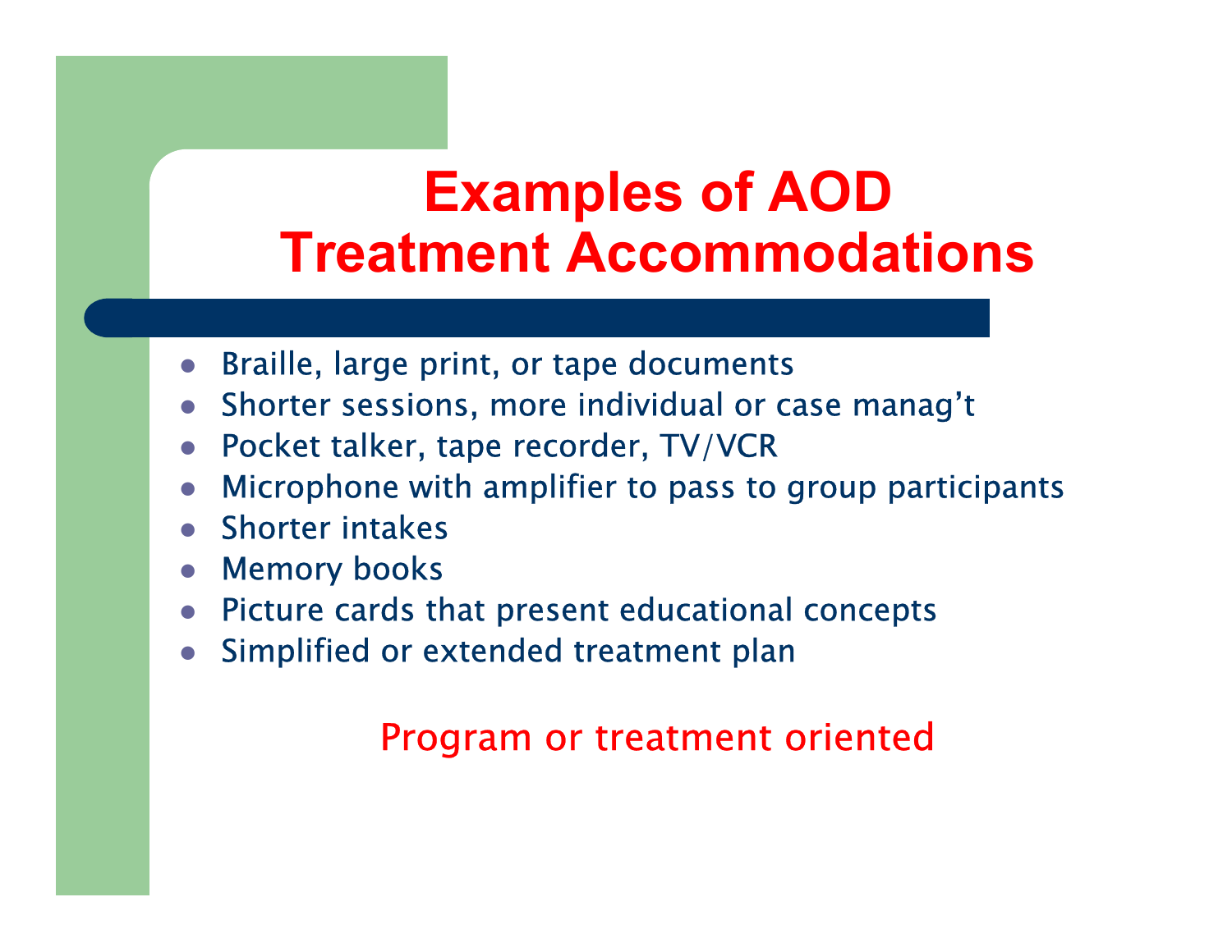# Examples of AOD Treatment Accommodations

- Braille, large print, or tape documents
- Shorter sessions, more individual or case manag't
- Pocket talker, tape recorder, TV/VCR
- Microphone with amplifier to pass to group participants
- Shorter intakes
- Memory books
- Picture cards that present educational concepts
- Simplified or extended treatment plan

Program or treatment oriented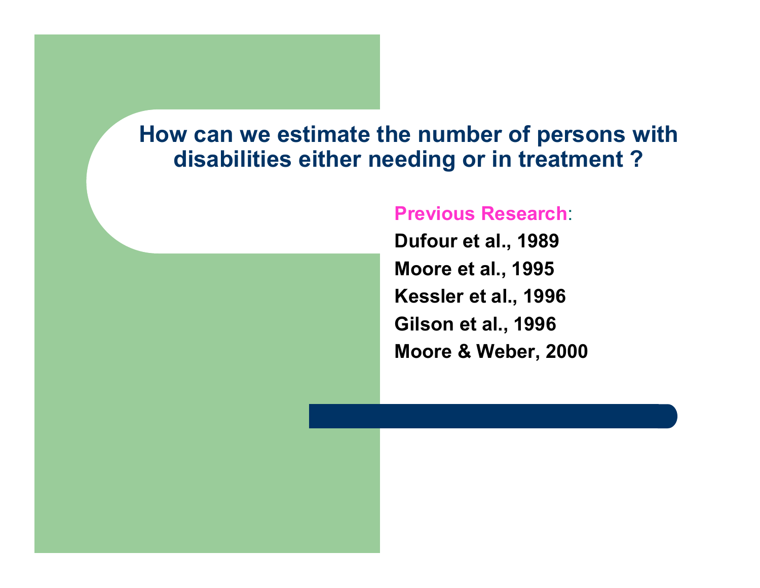## How can we estimate the number of persons with disabilities either needing or in treatment ?

Previous Research:

**Dufour et al., 1989**

**Moore et al., 1995**

**Kessler et al., 1996**

**Gilson et al., 1996**

**Moore & Weber, 2000**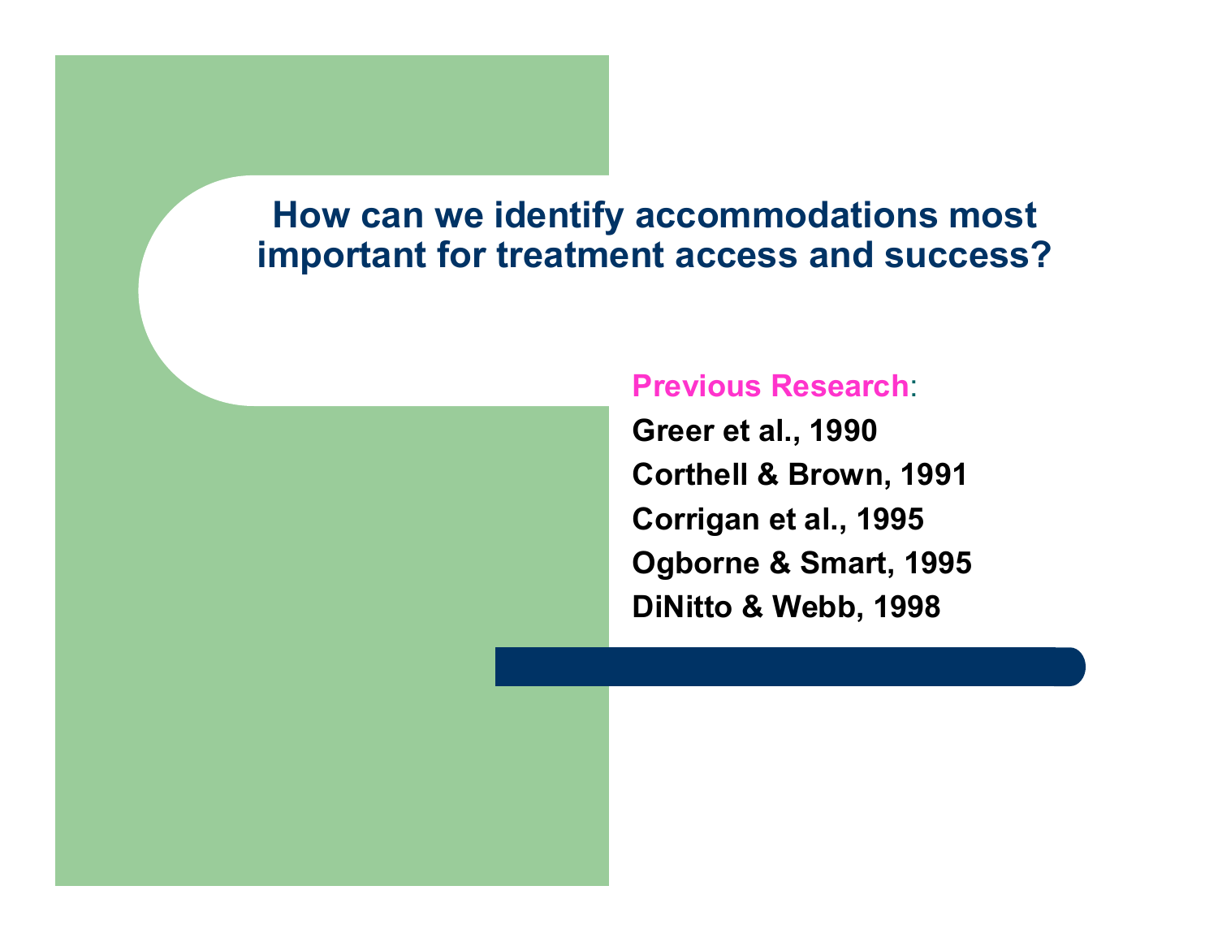# How can we identify accommodations most important for treatment access and success?

**Previous Research:**

**Greer et al., 1990**

**Corthell & Brown, 1991**

**Corrigan et al., 1995**

**Ogborne & Smart, 1995**

**DiNitto & Webb, 1998**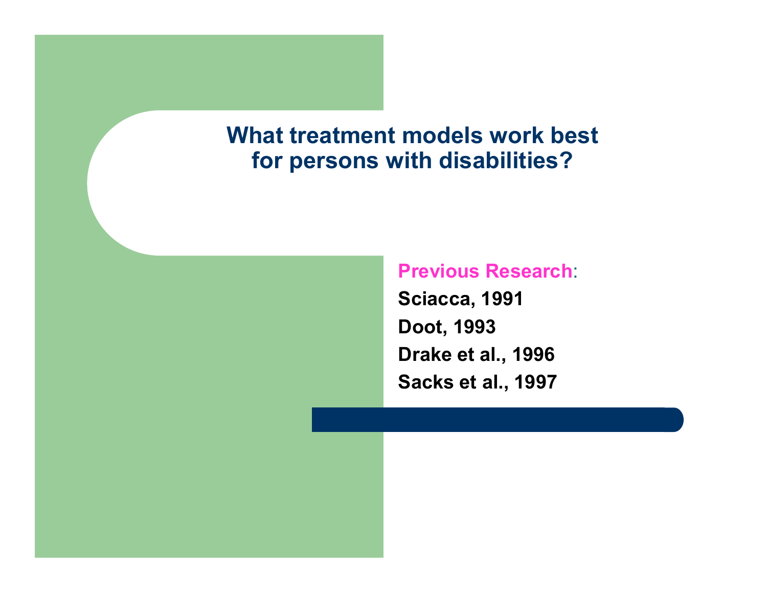# What treatment models work best for persons with disabilities?

**Previous Research**:

**Sciacca, 1991**

**Doot, 1993**

**Drake et al., 1996**

**Sacks et al., 1997**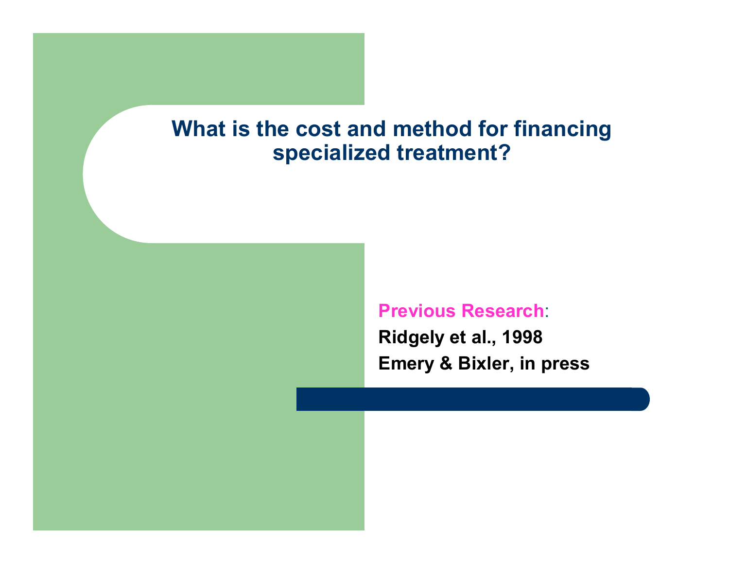# What is the cost and method for financing specialized treatment?

**Previous Research**:

**Ridgely et al., 1998**

**Emery & Bixler, in press**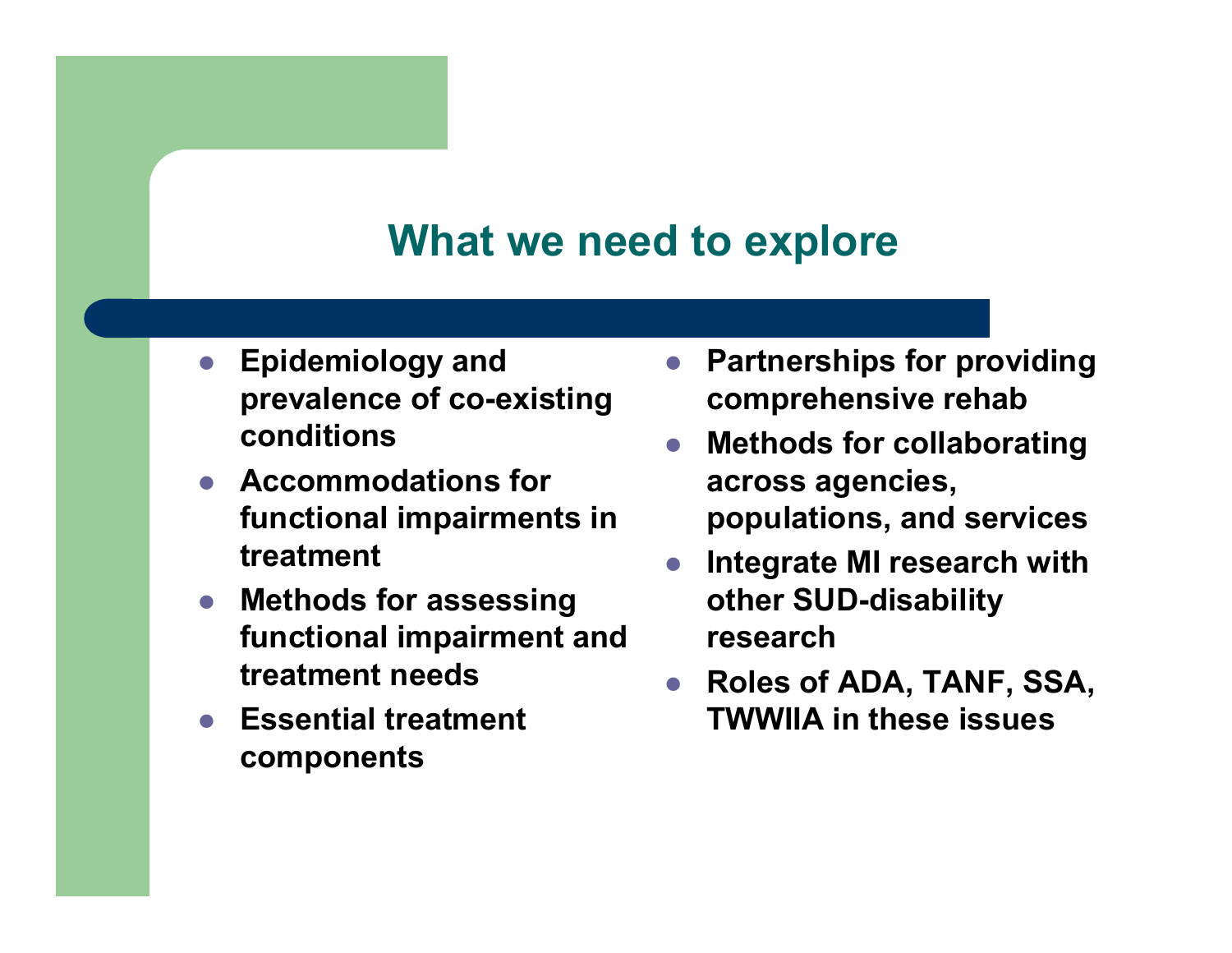# What we need to explore

- Epidemiology and prevalence of co-existing conditions
- Accommodations for functional impairments in treatment
- Methods for assessing functional impairment and treatment needs
- Essential treatment components
- Partnerships for providing comprehensive rehab
- Methods for collaborating across agencies, populations, and services
- Integrate MI research with other SUD-disability research
- Roles of ADA, TANF, SSA, TWWIIA in these issues